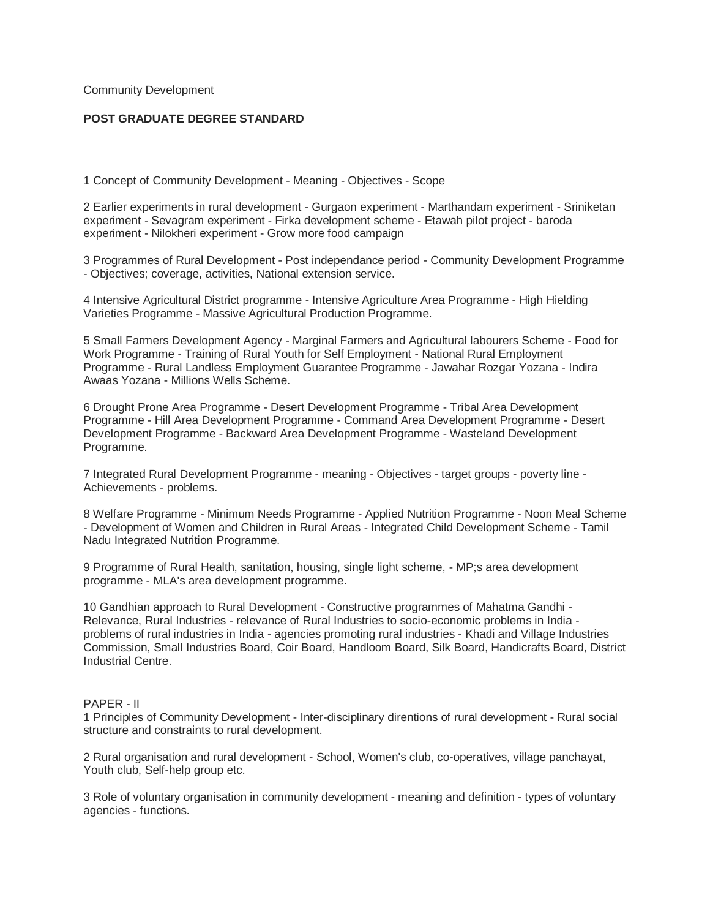Community Development

**POST GRADUATE DEGREE STANDARD**

1 Concept of Community Development - Meaning - Objectives - Scope

2 Earlier experiments in rural development - Gurgaon experiment - Marthandam experiment - Sriniketan experiment - Sevagram experiment - Firka development scheme - Etawah pilot project - baroda experiment - Nilokheri experiment - Grow more food campaign

3 Programmes of Rural Development - Post independance period - Community Development Programme - Objectives; coverage, activities, National extension service.

4 Intensive Agricultural District programme - Intensive Agriculture Area Programme - High Hielding Varieties Programme - Massive Agricultural Production Programme.

5 Small Farmers Development Agency - Marginal Farmers and Agricultural labourers Scheme - Food for Work Programme - Training of Rural Youth for Self Employment - National Rural Employment Programme - Rural Landless Employment Guarantee Programme - Jawahar Rozgar Yozana - Indira Awaas Yozana - Millions Wells Scheme.

6 Drought Prone Area Programme - Desert Development Programme - Tribal Area Development Programme - Hill Area Development Programme - Command Area Development Programme - Desert Development Programme - Backward Area Development Programme - Wasteland Development Programme.

7 Integrated Rural Development Programme - meaning - Objectives - target groups - poverty line - Achievements - problems.

8 Welfare Programme - Minimum Needs Programme - Applied Nutrition Programme - Noon Meal Scheme - Development of Women and Children in Rural Areas - Integrated Child Development Scheme - Tamil Nadu Integrated Nutrition Programme.

9 Programme of Rural Health, sanitation, housing, single light scheme, - MP;s area development programme - MLA's area development programme.

10 Gandhian approach to Rural Development - Constructive programmes of Mahatma Gandhi - Relevance, Rural Industries - relevance of Rural Industries to socio-economic problems in India - problems of rural industries in India - agencies promoting rural industries - Khadi and Village Industries Commission, Small Industries Board, Coir Board, Handloom Board, Silk Board, Handicrafts Board, District Industrial Centre.

PAPER - II

1 Principles of Community Development - Inter-disciplinary direntions of rural development - Rural social structure and constraints to rural development.

2 Rural organisation and rural development - School, Women's club, co-operatives, village panchayat, Youth club, Self-help group etc.

3 Role of voluntary organisation in community development - meaning and definition - types of voluntary agencies - functions.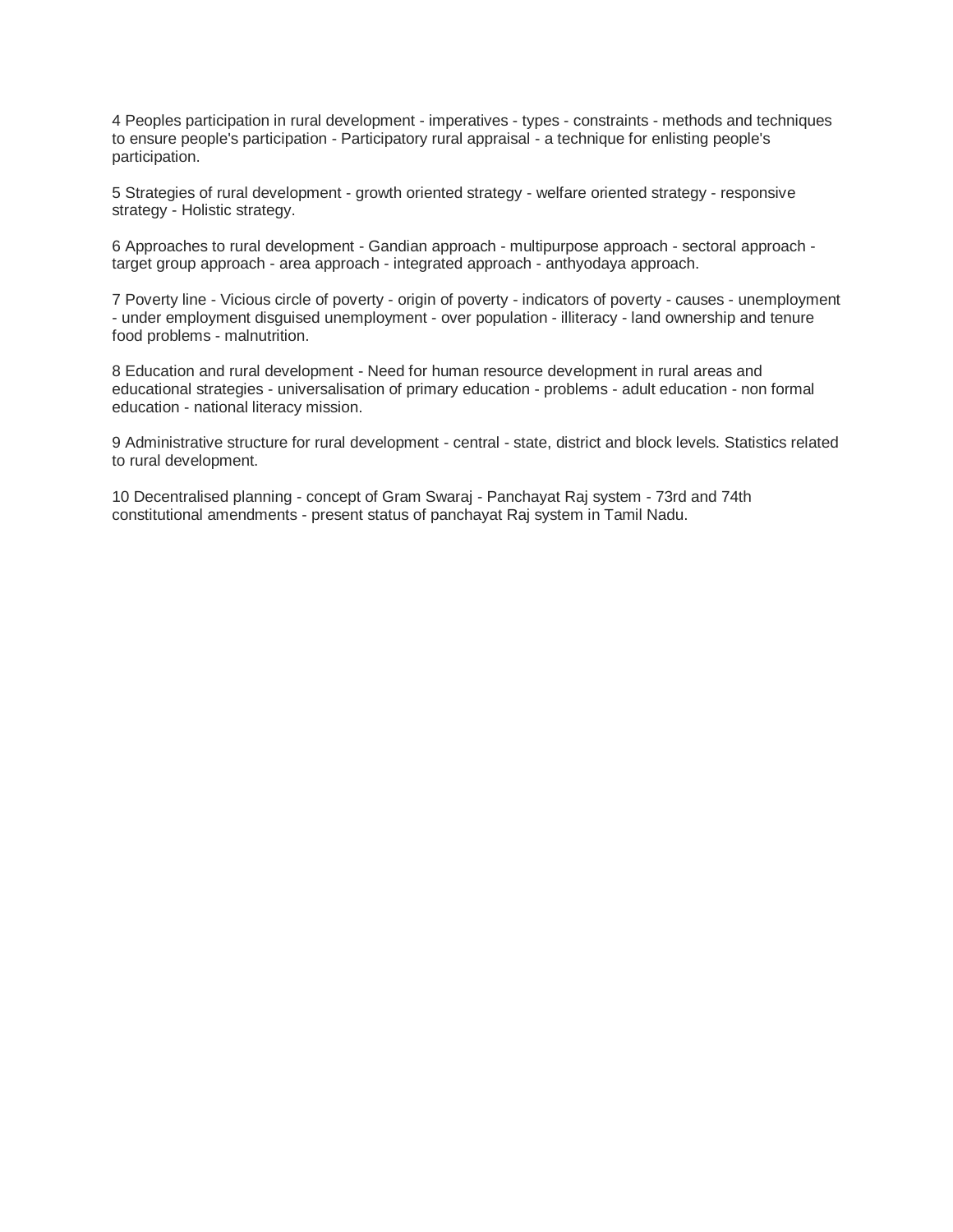4 Peoples participation in rural development - imperatives - types - constraints - methods and techniques to ensure people's participation - Participatory rural appraisal - a technique for enlisting people's participation.

5 Strategies of rural development - growth oriented strategy - welfare oriented strategy - responsive strategy - Holistic strategy.

6 Approaches to rural development - Gandian approach - multipurpose approach - sectoral approach - target group approach - area approach - integrated approach - anthyodaya approach.

7 Poverty line - Vicious circle of poverty - origin of poverty - indicators of poverty - causes - unemployment - under employment disguised unemployment - over population - illiteracy - land ownership and tenure food problems - malnutrition.

8 Education and rural development - Need for human resource development in rural areas and educational strategies - universalisation of primary education - problems - adult education - non formal education - national literacy mission.

9 Administrative structure for rural development - central - state, district and block levels. Statistics related to rural development.

10 Decentralised planning - concept of Gram Swaraj - Panchayat Raj system - 73rd and 74th constitutional amendments - present status of panchayat Raj system in Tamil Nadu.